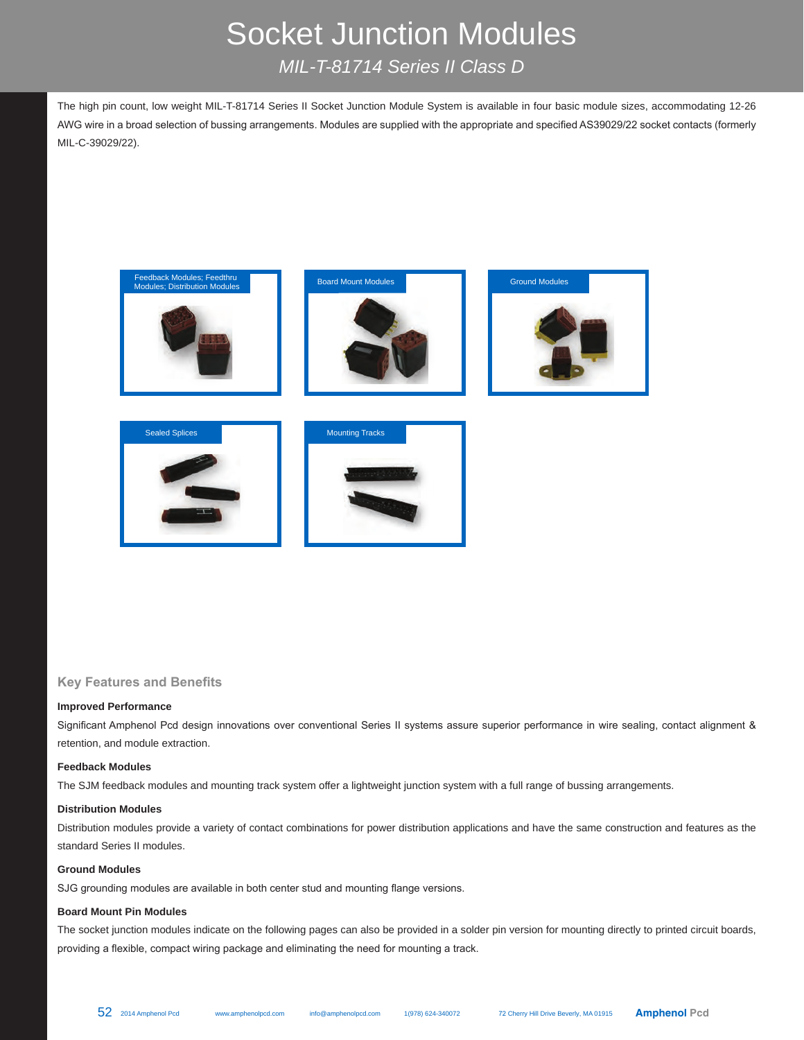# Socket Junction Modules

*MIL-T-81714 Series II Class D*

The high pin count, low weight MIL-T-81714 Series II Socket Junction Module System is available in four basic module sizes, accommodating 12-26 AWG wire in a broad selection of bussing arrangements. Modules are supplied with the appropriate and specified AS39029/22 socket contacts (formerly MIL-C-39029/22).

Feedback Modules; Feedthru Modules; Distribution Modules

Board Mount Modules

Ground Modules

Sealed Splices

Mounting Tracks

## Key Features and Benefits

### Improved Performance

Significant Amphenol Pcd design innovations over conventional Series II systems assure superior performance in wire sealing, contact alignment & retention, and module extraction.

### Feedback Modules

The SJM feedback modules and mounting track system offer a lightweight junction system with a full range of bussing arrangements.

### Distribution Modules

Distribution modules provide a variety of contact combinations for power distribution applications and have the same construction and features as the standard Series II modules.

### Ground Modules

SJG grounding modules are available in both center stud and mounting flange versions.

### Board Mount Pin Modules

The socket junction modules indicate on the following pages can also be provided in a solder pin version for mounting directly to printed circuit boards, providing a flexible, compact wiring package and eliminating the need for mounting a track.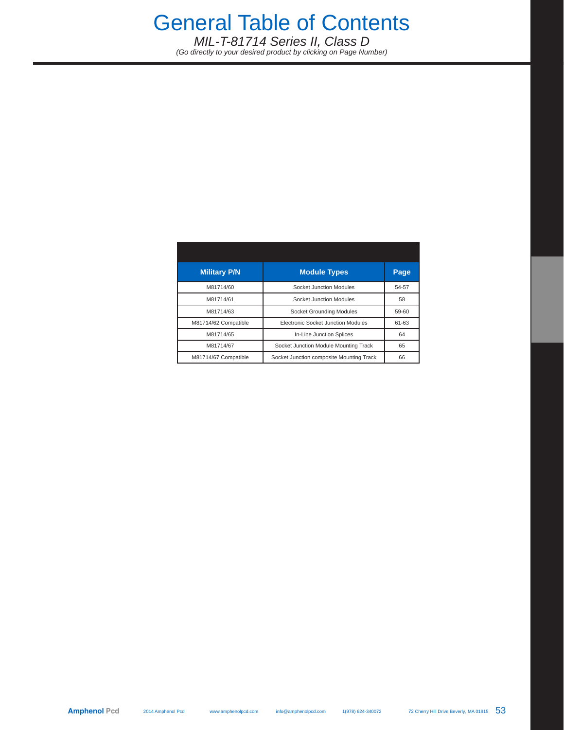# General Table of Contents

*MIL-T-81714 Series II, Class D*

*(Go directly to your desired product by clicking on Page Number)*

| Military P/N | Module Types | Page |
|---|---|---|
| M81714/60 | Socket Junction Modules | 54-57 |
| M81714/61 | Socket Junction Modules | 58 |
| M81714/63 | Socket Grounding Modules | 59-60 |
| M81714/62 Compatible | Electronic Socket Junction Modules | 61-63 |
| M81714/65 | In-Line Junction Splices | 64 |
| M81714/67 | Socket Junction Module Mounting Track | 65 |
| M81714/67 Compatible | Socket Junction composite Mounting Track | 66 |